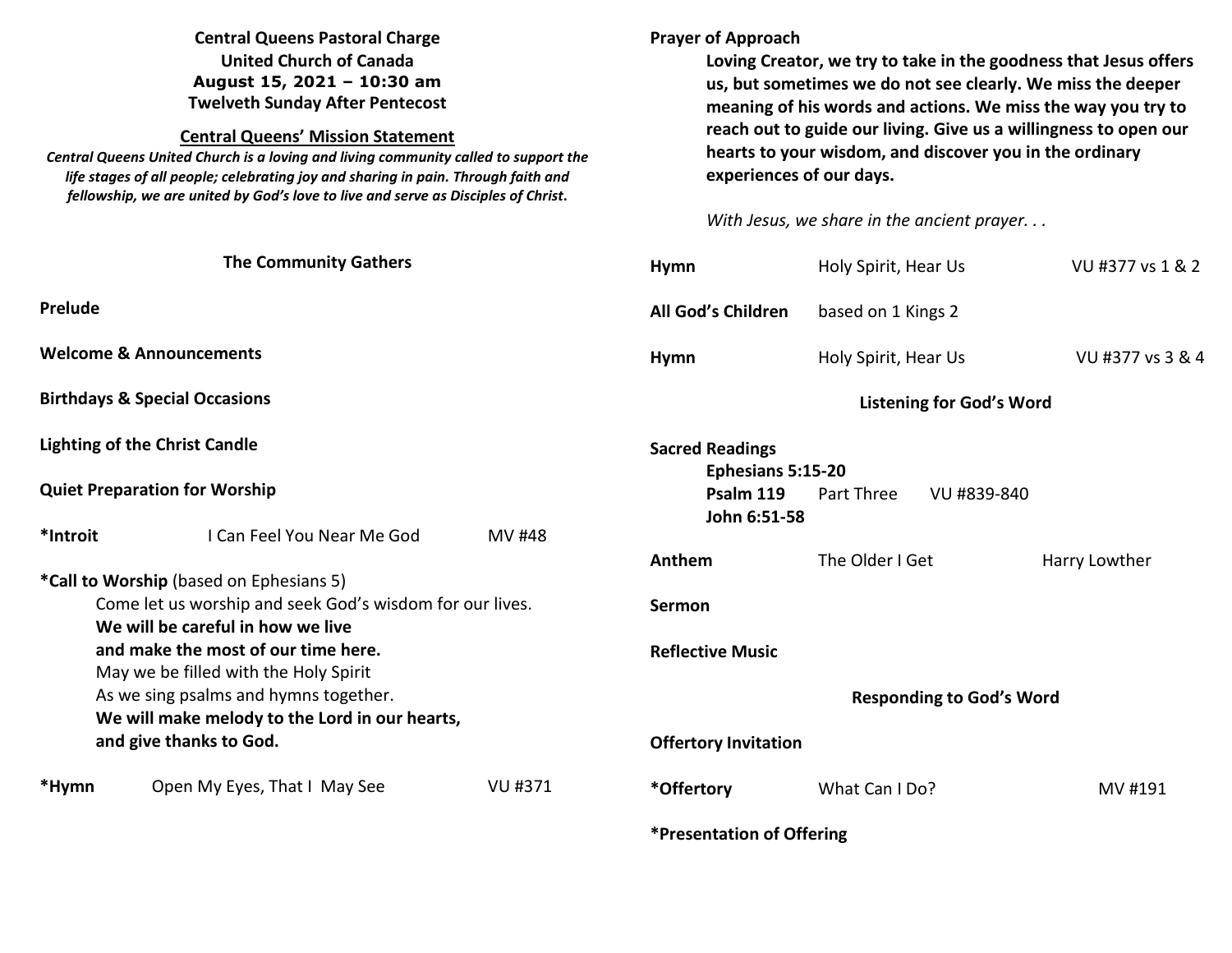**Central Queens Pastoral Charge**
**United Church of Canada**
**August 15, 2021 – 10:30 am**
**Twelveth Sunday After Pentecost**

**Central Queens' Mission Statement**

***Central Queens United Church is a loving and living community called to support the life stages of all people; celebrating joy and sharing in pain. Through faith and fellowship, we are united by God's love to live and serve as Disciples of Christ.***

## The Community Gathers

**Prelude**

**Welcome & Announcements**

**Birthdays & Special Occasions**

**Lighting of the Christ Candle**

**Quiet Preparation for Worship**

***Introit** — I Can Feel You Near Me God — MV #48

***Call to Worship** (based on Ephesians 5)

Come let us worship and seek God's wisdom for our lives.
**We will be careful in how we live**
**and make the most of our time here.**
May we be filled with the Holy Spirit
As we sing psalms and hymns together.
**We will make melody to the Lord in our hearts,**
**and give thanks to God.**

***Hymn** — Open My Eyes, That I May See — VU #371

**Prayer of Approach**

**Loving Creator, we try to take in the goodness that Jesus offers us, but sometimes we do not see clearly. We miss the deeper meaning of his words and actions. We miss the way you try to reach out to guide our living. Give us a willingness to open our hearts to your wisdom, and discover you in the ordinary experiences of our days.**

*With Jesus, we share in the ancient prayer. . .*

**Hymn** — Holy Spirit, Hear Us — VU #377 vs 1 & 2

**All God's Children** — based on 1 Kings 2

**Hymn** — Holy Spirit, Hear Us — VU #377 vs 3 & 4

## Listening for God's Word

**Sacred Readings**

**Ephesians 5:15-20**
**Psalm 119** Part Three VU #839-840
**John 6:51-58**

**Anthem** — The Older I Get — Harry Lowther

**Sermon**

**Reflective Music**

## Responding to God's Word

**Offertory Invitation**

***Offertory** — What Can I Do? — MV #191

***Presentation of Offering**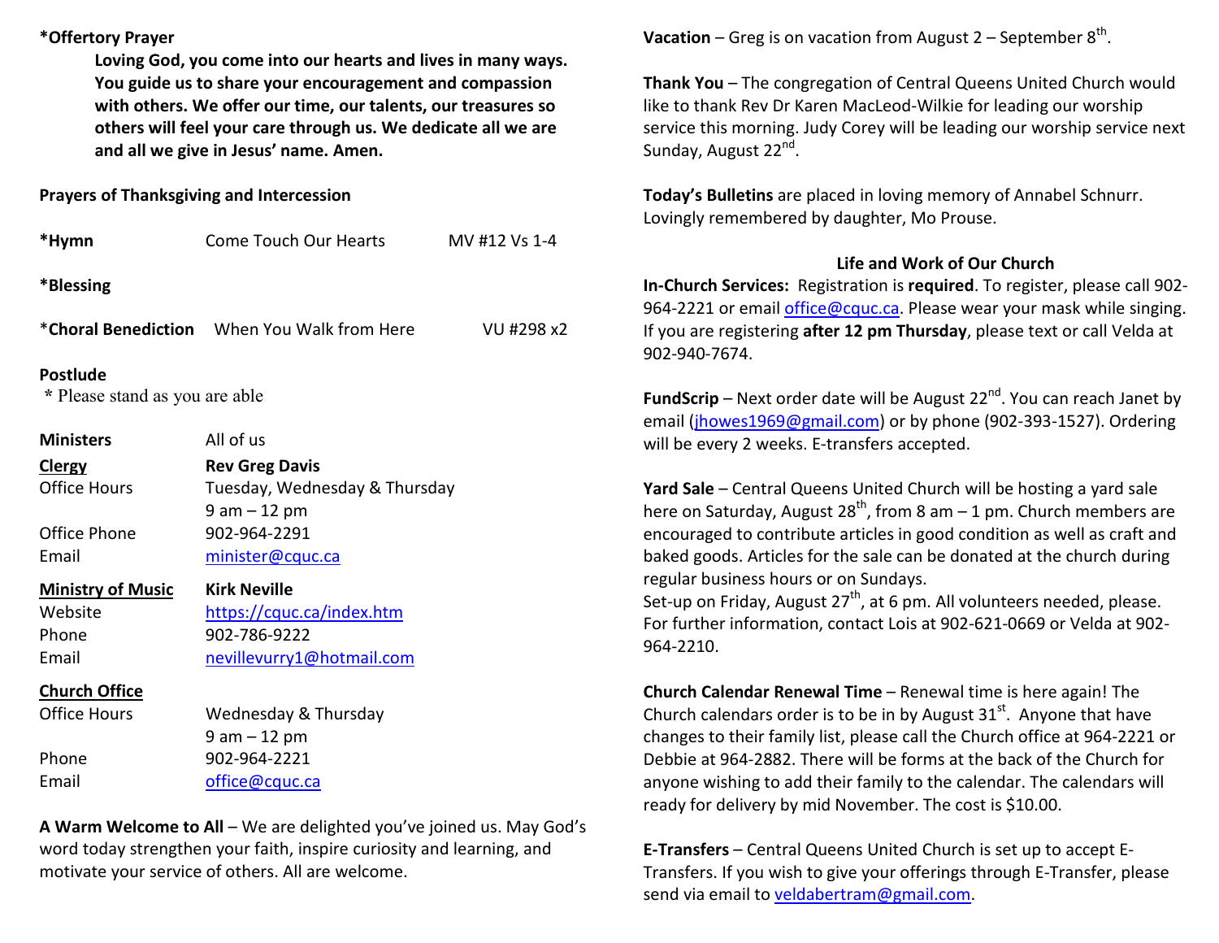**\*Offertory Prayer**

> **Loving God, you come into our hearts and lives in many ways. You guide us to share your encouragement and compassion with others. We offer our time, our talents, our treasures so others will feel your care through us. We dedicate all we are and all we give in Jesus' name. Amen.**

**Prayers of Thanksgiving and Intercession**

**\*Hymn** Come Touch Our Hearts MV #12 Vs 1-4

**\*Blessing**

\***Choral Benediction** When You Walk from Here VU #298 x2

**Postlude**

\* Please stand as you are able

| | |
|---|---|
| **Ministers** | All of us |
| **Clergy** | **Rev Greg Davis** |
| Office Hours | Tuesday, Wednesday & Thursday 9 am – 12 pm |
| Office Phone | 902-964-2291 |
| Email | minister@cquc.ca |
| **Ministry of Music** | **Kirk Neville** |
| Website | https://cquc.ca/index.htm |
| Phone | 902-786-9222 |
| Email | nevillevurry1@hotmail.com |
| **Church Office** | |
| Office Hours | Wednesday & Thursday 9 am – 12 pm |
| Phone | 902-964-2221 |
| Email | office@cquc.ca |

**A Warm Welcome to All** – We are delighted you've joined us. May God's word today strengthen your faith, inspire curiosity and learning, and motivate your service of others. All are welcome.

**Vacation** – Greg is on vacation from August 2 – September 8th.

**Thank You** – The congregation of Central Queens United Church would like to thank Rev Dr Karen MacLeod-Wilkie for leading our worship service this morning. Judy Corey will be leading our worship service next Sunday, August 22nd.

**Today's Bulletins** are placed in loving memory of Annabel Schnurr. Lovingly remembered by daughter, Mo Prouse.

## Life and Work of Our Church

**In-Church Services:** Registration is **required**. To register, please call 902-964-2221 or email office@cquc.ca. Please wear your mask while singing. If you are registering **after 12 pm Thursday**, please text or call Velda at 902-940-7674.

**FundScrip** – Next order date will be August 22nd. You can reach Janet by email (jhowes1969@gmail.com) or by phone (902-393-1527). Ordering will be every 2 weeks. E-transfers accepted.

**Yard Sale** – Central Queens United Church will be hosting a yard sale here on Saturday, August 28th, from 8 am – 1 pm. Church members are encouraged to contribute articles in good condition as well as craft and baked goods. Articles for the sale can be donated at the church during regular business hours or on Sundays.
Set-up on Friday, August 27th, at 6 pm. All volunteers needed, please. For further information, contact Lois at 902-621-0669 or Velda at 902-964-2210.

**Church Calendar Renewal Time** – Renewal time is here again! The Church calendars order is to be in by August 31st. Anyone that have changes to their family list, please call the Church office at 964-2221 or Debbie at 964-2882. There will be forms at the back of the Church for anyone wishing to add their family to the calendar. The calendars will ready for delivery by mid November. The cost is $10.00.

**E-Transfers** – Central Queens United Church is set up to accept E-Transfers. If you wish to give your offerings through E-Transfer, please send via email to veldabertram@gmail.com.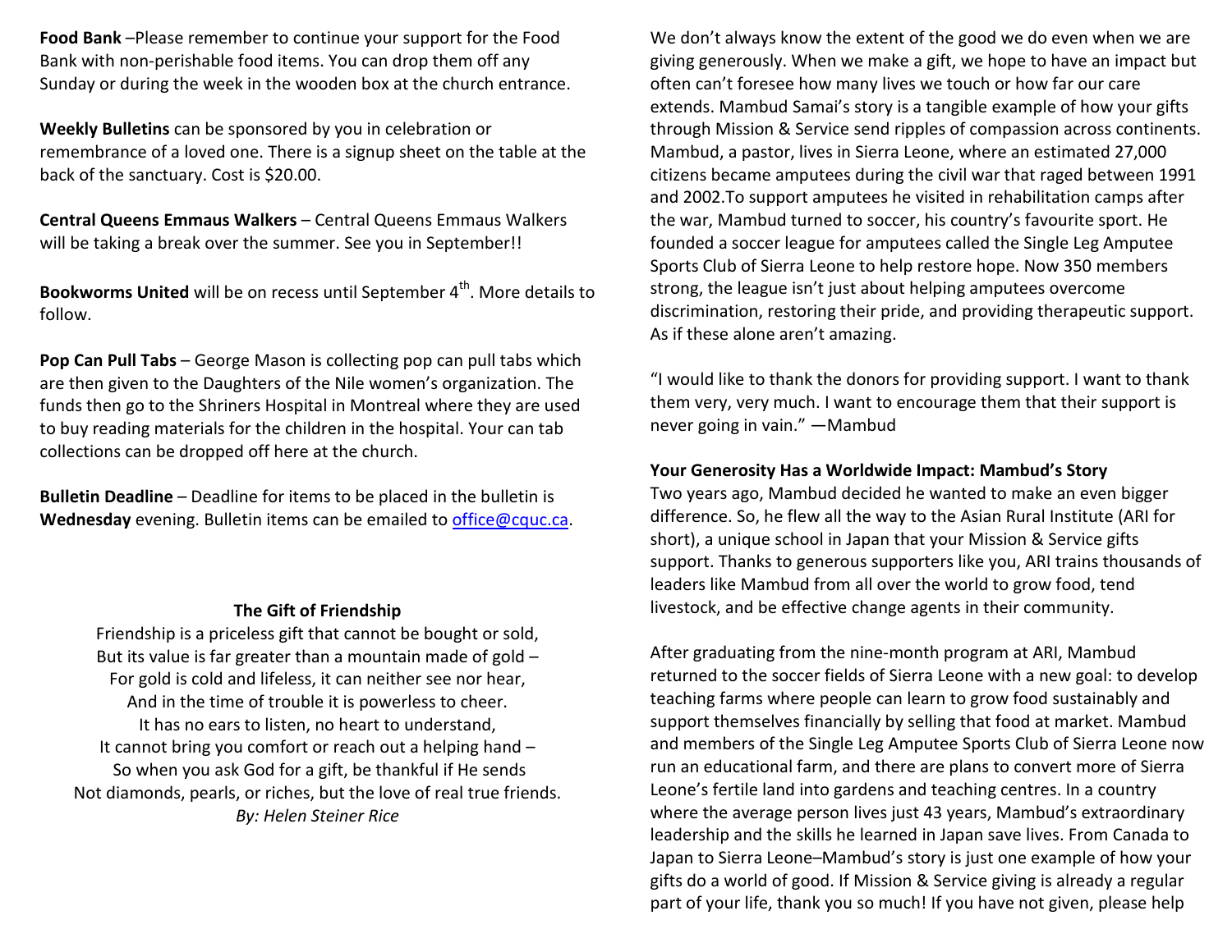**Food Bank** –Please remember to continue your support for the Food Bank with non-perishable food items. You can drop them off any Sunday or during the week in the wooden box at the church entrance.

**Weekly Bulletins** can be sponsored by you in celebration or remembrance of a loved one. There is a signup sheet on the table at the back of the sanctuary. Cost is $20.00.

**Central Queens Emmaus Walkers** – Central Queens Emmaus Walkers will be taking a break over the summer. See you in September!!

**Bookworms United** will be on recess until September 4th. More details to follow.

**Pop Can Pull Tabs** – George Mason is collecting pop can pull tabs which are then given to the Daughters of the Nile women's organization. The funds then go to the Shriners Hospital in Montreal where they are used to buy reading materials for the children in the hospital. Your can tab collections can be dropped off here at the church.

**Bulletin Deadline** – Deadline for items to be placed in the bulletin is **Wednesday** evening. Bulletin items can be emailed to office@cquc.ca.

**The Gift of Friendship**

Friendship is a priceless gift that cannot be bought or sold,
But its value is far greater than a mountain made of gold –
For gold is cold and lifeless, it can neither see nor hear,
And in the time of trouble it is powerless to cheer.
It has no ears to listen, no heart to understand,
It cannot bring you comfort or reach out a helping hand –
So when you ask God for a gift, be thankful if He sends
Not diamonds, pearls, or riches, but the love of real true friends.
*By: Helen Steiner Rice*

We don't always know the extent of the good we do even when we are giving generously. When we make a gift, we hope to have an impact but often can't foresee how many lives we touch or how far our care extends. Mambud Samai's story is a tangible example of how your gifts through Mission & Service send ripples of compassion across continents. Mambud, a pastor, lives in Sierra Leone, where an estimated 27,000 citizens became amputees during the civil war that raged between 1991 and 2002.To support amputees he visited in rehabilitation camps after the war, Mambud turned to soccer, his country's favourite sport. He founded a soccer league for amputees called the Single Leg Amputee Sports Club of Sierra Leone to help restore hope. Now 350 members strong, the league isn't just about helping amputees overcome discrimination, restoring their pride, and providing therapeutic support. As if these alone aren't amazing.

"I would like to thank the donors for providing support. I want to thank them very, very much. I want to encourage them that their support is never going in vain." —Mambud

**Your Generosity Has a Worldwide Impact: Mambud's Story**

Two years ago, Mambud decided he wanted to make an even bigger difference. So, he flew all the way to the Asian Rural Institute (ARI for short), a unique school in Japan that your Mission & Service gifts support. Thanks to generous supporters like you, ARI trains thousands of leaders like Mambud from all over the world to grow food, tend livestock, and be effective change agents in their community.

After graduating from the nine-month program at ARI, Mambud returned to the soccer fields of Sierra Leone with a new goal: to develop teaching farms where people can learn to grow food sustainably and support themselves financially by selling that food at market. Mambud and members of the Single Leg Amputee Sports Club of Sierra Leone now run an educational farm, and there are plans to convert more of Sierra Leone's fertile land into gardens and teaching centres. In a country where the average person lives just 43 years, Mambud's extraordinary leadership and the skills he learned in Japan save lives. From Canada to Japan to Sierra Leone–Mambud's story is just one example of how your gifts do a world of good. If Mission & Service giving is already a regular part of your life, thank you so much! If you have not given, please help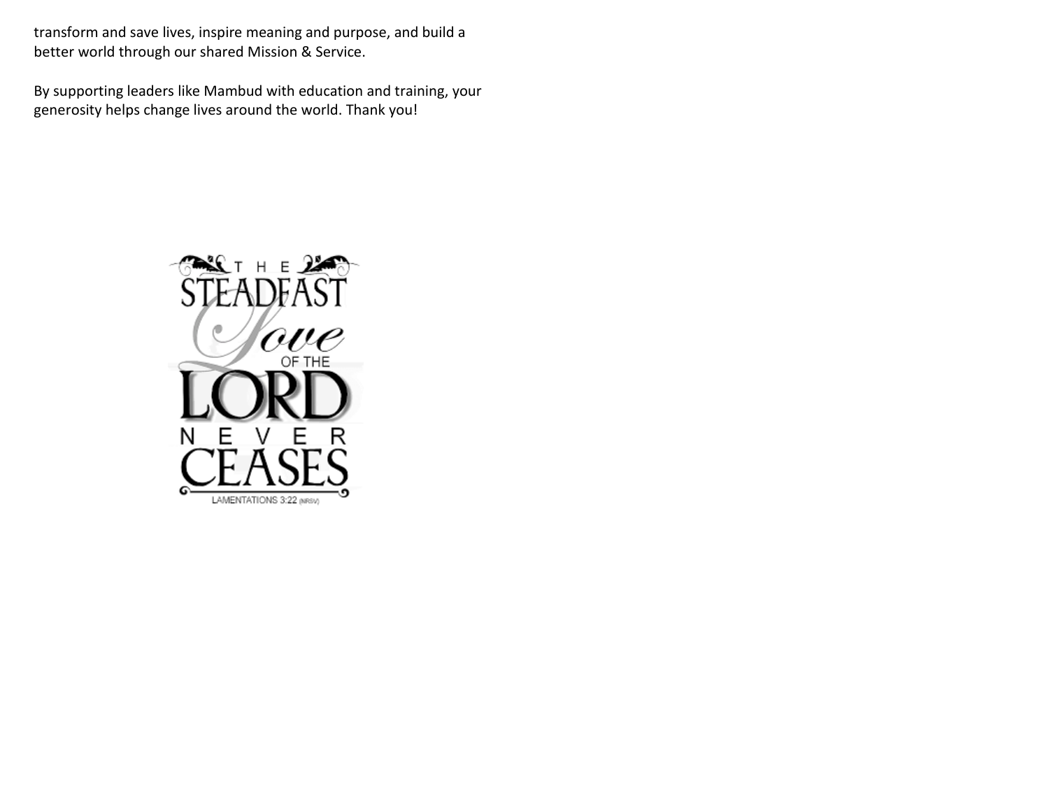transform and save lives, inspire meaning and purpose, and build a better world through our shared Mission & Service.

By supporting leaders like Mambud with education and training, your generosity helps change lives around the world. Thank you!

THE STEADFAST *Love* OF THE LORD NEVER CEASES

LAMENTATIONS 3:22 (NRSV)